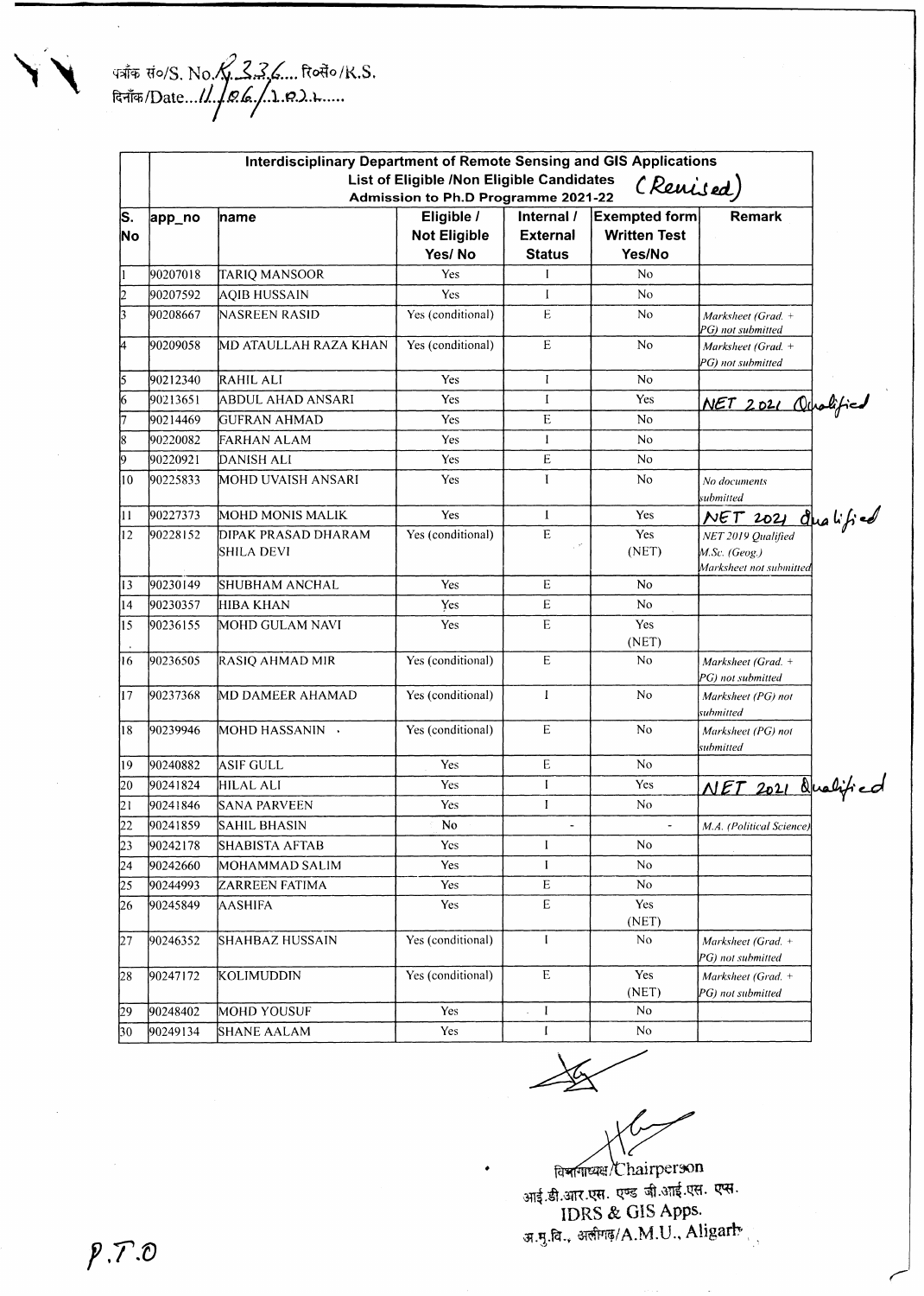पत्रांक सं०/S. No. R.336 रिसें०/R.S.
दिनाँक/Date 11/06/2021

| | Interdisciplinary Department of Remote Sensing and GIS Applications<br>List of Eligible /Non Eligible Candidates (Revised)<br>Admission to Ph.D Programme 2021-22 | | | | | |
|---|---|---|---|---|---|---|
| S. No | app_no | name | Eligible / Not Eligible Yes/ No | Internal / External Status | Exempted form Written Test Yes/No | Remark |
| 1 | 90207018 | TARIQ MANSOOR | Yes | I | No | |
| 2 | 90207592 | AQIB HUSSAIN | Yes | I | No | |
| 3 | 90208667 | NASREEN RASID | Yes (conditional) | E | No | *Marksheet (Grad. + PG) not submitted* |
| 4 | 90209058 | MD ATAULLAH RAZA KHAN | Yes (conditional) | E | No | *Marksheet (Grad. + PG) not submitted* |
| 5 | 90212340 | RAHIL ALI | Yes | I | No | |
| 6 | 90213651 | ABDUL AHAD ANSARI | Yes | I | Yes | NET 2021 Qualified |
| 7 | 90214469 | GUFRAN AHMAD | Yes | E | No | |
| 8 | 90220082 | FARHAN ALAM | Yes | I | No | |
| 9 | 90220921 | DANISH ALI | Yes | E | No | |
| 10 | 90225833 | MOHD UVAISH ANSARI | Yes | I | No | *No documents submitted* |
| 11 | 90227373 | MOHD MONIS MALIK | Yes | I | Yes | NET 2021 Qualified |
| 12 | 90228152 | DIPAK PRASAD DHARAM SHILA DEVI | Yes (conditional) | E | Yes (NET) | *NET 2019 Qualified M.Sc. (Geog.) Marksheet not submitted* |
| 13 | 90230149 | SHUBHAM ANCHAL | Yes | E | No | |
| 14 | 90230357 | HIBA KHAN | Yes | E | No | |
| 15 | 90236155 | MOHD GULAM NAVI | Yes | E | Yes (NET) | |
| 16 | 90236505 | RASIQ AHMAD MIR | Yes (conditional) | E | No | *Marksheet (Grad. + PG) not submitted* |
| 17 | 90237368 | MD DAMEER AHAMAD | Yes (conditional) | I | No | *Marksheet (PG) not submitted* |
| 18 | 90239946 | MOHD HASSANIN | Yes (conditional) | E | No | *Marksheet (PG) not submitted* |
| 19 | 90240882 | ASIF GULL | Yes | E | No | |
| 20 | 90241824 | HILAL ALI | Yes | I | Yes | NET 2021 Qualified |
| 21 | 90241846 | SANA PARVEEN | Yes | I | No | |
| 22 | 90241859 | SAHIL BHASIN | No | - | - | *M.A. (Political Science)* |
| 23 | 90242178 | SHABISTA AFTAB | Yes | I | No | |
| 24 | 90242660 | MOHAMMAD SALIM | Yes | I | No | |
| 25 | 90244993 | ZARREEN FATIMA | Yes | E | No | |
| 26 | 90245849 | AASHIFA | Yes | E | Yes (NET) | |
| 27 | 90246352 | SHAHBAZ HUSSAIN | Yes (conditional) | I | No | *Marksheet (Grad. + PG) not submitted* |
| 28 | 90247172 | KOLIMUDDIN | Yes (conditional) | E | Yes (NET) | *Marksheet (Grad. + PG) not submitted* |
| 29 | 90248402 | MOHD YOUSUF | Yes | I | No | |
| 30 | 90249134 | SHANE AALAM | Yes | I | No | |

विभागाध्यक्ष/Chairperson
आई.डी.आर.एस. एण्ड जी.आई.एस. एप्स.
IDRS & GIS Apps.
अ.मु.वि., अलीगढ़/A.M.U., Aligarh

P.T.O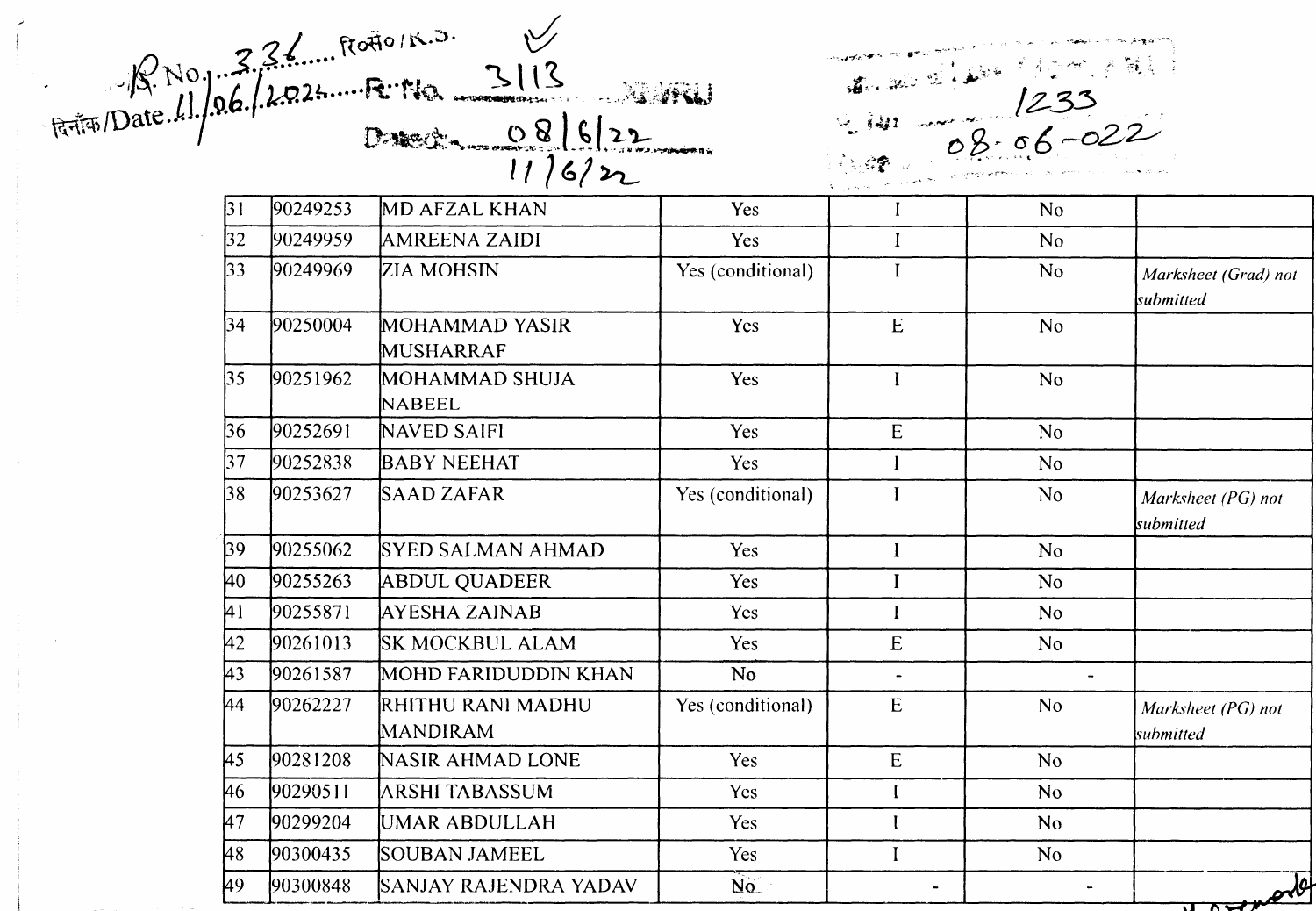R. No. 336 रिसी/R.S.
दिनांक/Date 11/06/2022 R. No. 3113
Dated 08/6/22
11/6/22

1233
08-06-022

| | | | | | | |
|---|---|---|---|---|---|---|
| 31 | 90249253 | MD AFZAL KHAN | Yes | I | No | |
| 32 | 90249959 | AMREENA ZAIDI | Yes | I | No | |
| 33 | 90249969 | ZIA MOHSIN | Yes (conditional) | I | No | *Marksheet (Grad) not submitted* |
| 34 | 90250004 | MOHAMMAD YASIR MUSHARRAF | Yes | E | No | |
| 35 | 90251962 | MOHAMMAD SHUJA NABEEL | Yes | I | No | |
| 36 | 90252691 | NAVED SAIFI | Yes | E | No | |
| 37 | 90252838 | BABY NEEHAT | Yes | I | No | |
| 38 | 90253627 | SAAD ZAFAR | Yes (conditional) | I | No | *Marksheet (PG) not submitted* |
| 39 | 90255062 | SYED SALMAN AHMAD | Yes | I | No | |
| 40 | 90255263 | ABDUL QUADEER | Yes | I | No | |
| 41 | 90255871 | AYESHA ZAINAB | Yes | I | No | |
| 42 | 90261013 | SK MOCKBUL ALAM | Yes | E | No | |
| 43 | 90261587 | MOHD FARIDUDDIN KHAN | **No** | - | - | |
| 44 | 90262227 | RHITHU RANI MADHU MANDIRAM | Yes (conditional) | E | No | *Marksheet (PG) not submitted* |
| 45 | 90281208 | NASIR AHMAD LONE | Yes | E | No | |
| 46 | 90290511 | ARSHI TABASSUM | Yes | I | No | |
| 47 | 90299204 | UMAR ABDULLAH | Yes | I | No | |
| 48 | 90300435 | SOUBAN JAMEEL | Yes | I | No | |
| 49 | 90300848 | SANJAY RAJENDRA YADAV | **No** | - | - | |